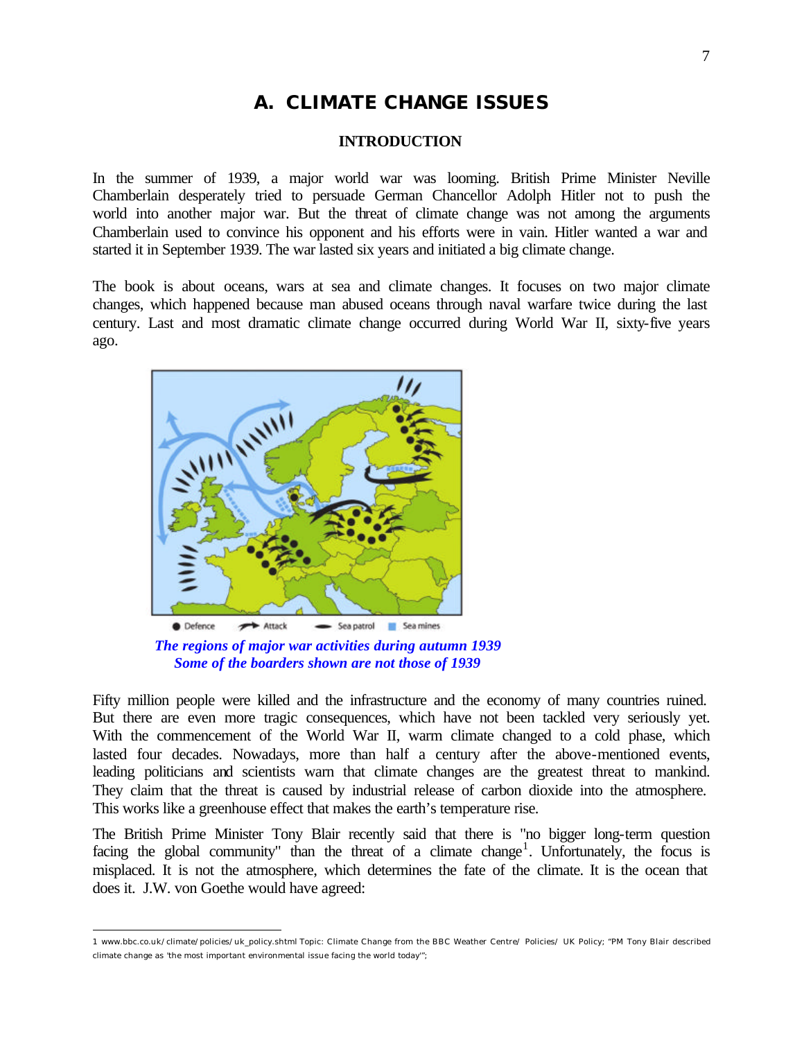# A. CLIMATE CHANGE ISSUES

## INTRODUCTION

In the summer of 1939, a major world war was looming. British Prime Minister Neville Chamberlain desperately tried to persuade German Chancellor Adolph Hitler not to push the world into another major war. But the threat of climate change was not among the arguments Chamberlain used to convince his opponent and his efforts were in vain. Hitler wanted a war and started it in September 1939. The war lasted six years and initiated a big climate change.

The book is about oceans, wars at sea and climate changes. It focuses on two major climate changes, which happened because man abused oceans through naval warfare twice during the last century. Last and most dramatic climate change occurred during World War II, sixty-five years ago.

● Defence   Attack   Sea patrol   Sea mines

***The regions of major war activities during autumn 1939***
***Some of the boarders shown are not those of 1939***

Fifty million people were killed and the infrastructure and the economy of many countries ruined. But there are even more tragic consequences, which have not been tackled very seriously yet. With the commencement of the World War II, warm climate changed to a cold phase, which lasted four decades. Nowadays, more than half a century after the above-mentioned events, leading politicians and scientists warn that climate changes are the greatest threat to mankind. They claim that the threat is caused by industrial release of carbon dioxide into the atmosphere. This works like a greenhouse effect that makes the earth's temperature rise.

The British Prime Minister Tony Blair recently said that there is "no bigger long-term question facing the global community" than the threat of a climate change[1]. Unfortunately, the focus is misplaced. It is not the atmosphere, which determines the fate of the climate. It is the ocean that does it. J.W. von Goethe would have agreed:

---

1 www.bbc.co.uk/climate/policies/uk_policy.shtml Topic: Climate Change from the BBC Weather Centre/ Policies/ UK Policy; "PM Tony Blair described climate change as 'the most important environmental issue facing the world today'";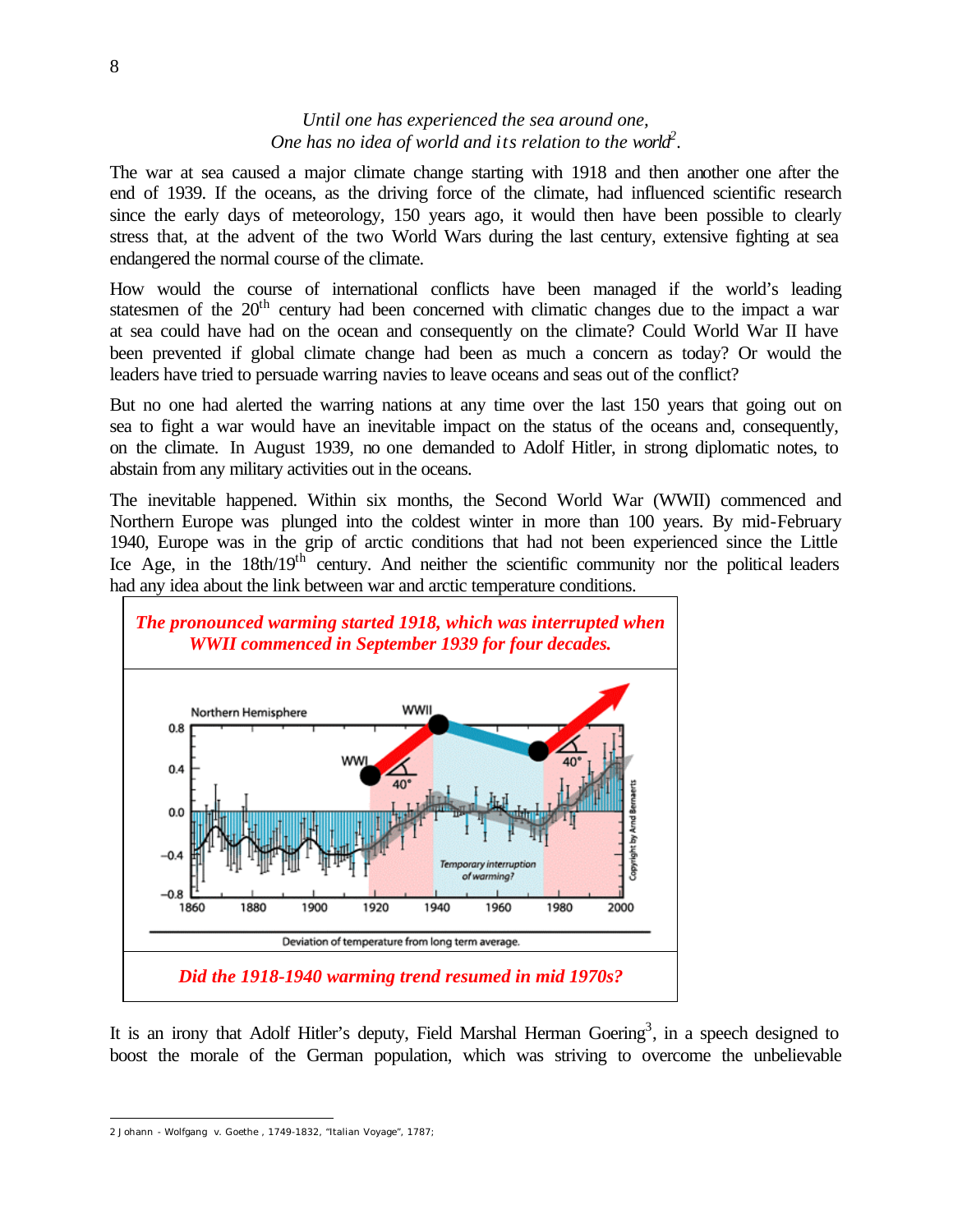*Until one has experienced the sea around one,*
*One has no idea of world and its relation to the world*[2].

The war at sea caused a major climate change starting with 1918 and then another one after the end of 1939. If the oceans, as the driving force of the climate, had influenced scientific research since the early days of meteorology, 150 years ago, it would then have been possible to clearly stress that, at the advent of the two World Wars during the last century, extensive fighting at sea endangered the normal course of the climate.

How would the course of international conflicts have been managed if the world's leading statesmen of the 20th century had been concerned with climatic changes due to the impact a war at sea could have had on the ocean and consequently on the climate? Could World War II have been prevented if global climate change had been as much a concern as today? Or would the leaders have tried to persuade warring navies to leave oceans and seas out of the conflict?

But no one had alerted the warring nations at any time over the last 150 years that going out on sea to fight a war would have an inevitable impact on the status of the oceans and, consequently, on the climate. In August 1939, no one demanded to Adolf Hitler, in strong diplomatic notes, to abstain from any military activities out in the oceans.

The inevitable happened. Within six months, the Second World War (WWII) commenced and Northern Europe was plunged into the coldest winter in more than 100 years. By mid-February 1940, Europe was in the grip of arctic conditions that had not been experienced since the Little Ice Age, in the 18th/19th century. And neither the scientific community nor the political leaders had any idea about the link between war and arctic temperature conditions.

***The pronounced warming started 1918, which was interrupted when WWII commenced in September 1939 for four decades.***

Deviation of temperature from long term average.

***Did the 1918-1940 warming trend resumed in mid 1970s?***

It is an irony that Adolf Hitler's deputy, Field Marshal Herman Goering[3], in a speech designed to boost the morale of the German population, which was striving to overcome the unbelievable

---

2 Johann - Wolfgang v. Goethe , 1749-1832, "Italian Voyage", 1787;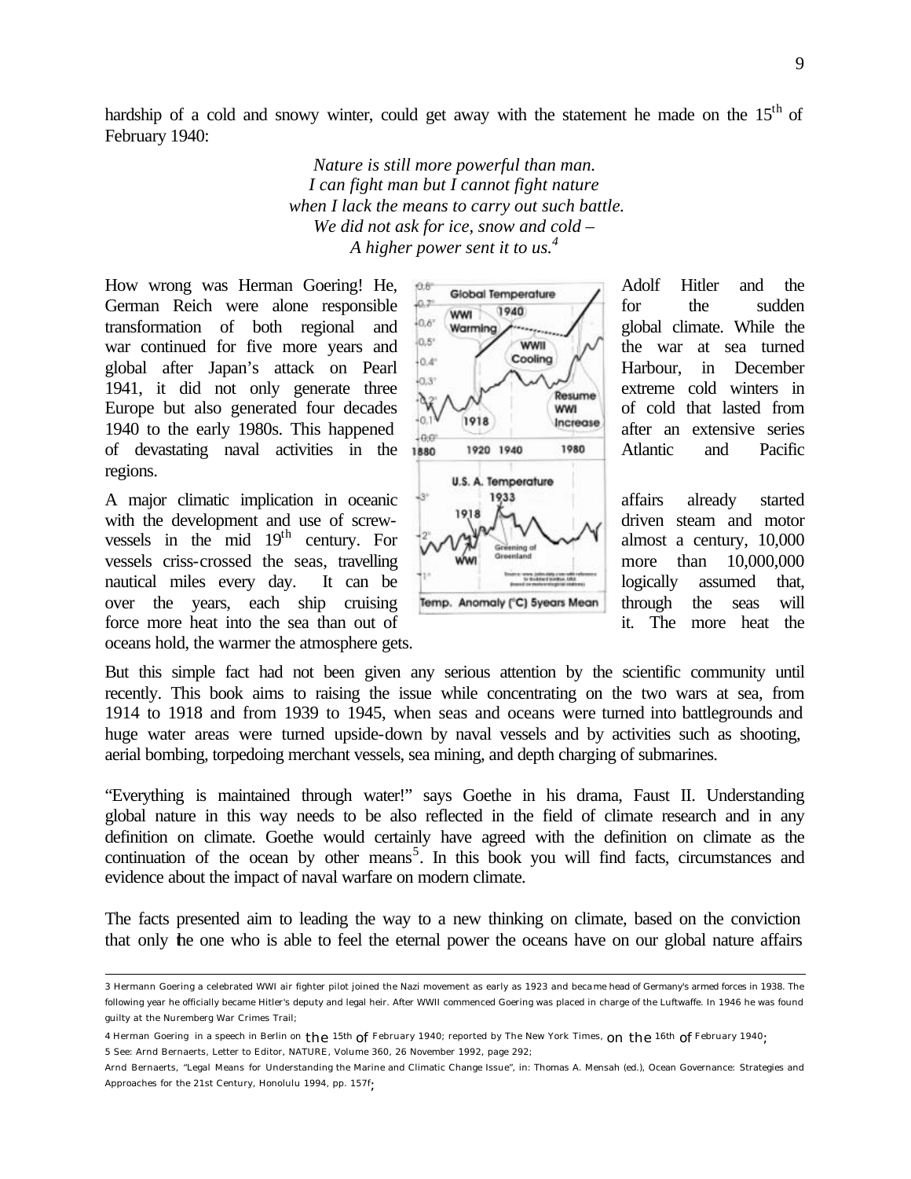hardship of a cold and snowy winter, could get away with the statement he made on the 15th of February 1940:

> *Nature is still more powerful than man.*
> *I can fight man but I cannot fight nature*
> *when I lack the means to carry out such battle.*
> *We did not ask for ice, snow and cold –*
> *A higher power sent it to us.*[4]

How wrong was Herman Goering! He, Adolf Hitler and the German Reich were alone responsible for the sudden transformation of both regional and global climate. While the war continued for five more years and the war at sea turned global after Japan's attack on Pearl Harbour, in December 1941, it did not only generate three extreme cold winters in Europe but also generated four decades of cold that lasted from 1940 to the early 1980s. This happened after an extensive series of devastating naval activities in the Atlantic and Pacific regions.

A major climatic implication in oceanic affairs already started with the development and use of screw-driven steam and motor vessels in the mid 19th century. For almost a century, 10,000 vessels criss-crossed the seas, travelling more than 10,000,000 nautical miles every day. It can be logically assumed that, over the years, each ship cruising through the seas will force more heat into the sea than out of it. The more heat the oceans hold, the warmer the atmosphere gets.

But this simple fact had not been given any serious attention by the scientific community until recently. This book aims to raising the issue while concentrating on the two wars at sea, from 1914 to 1918 and from 1939 to 1945, when seas and oceans were turned into battlegrounds and huge water areas were turned upside-down by naval vessels and by activities such as shooting, aerial bombing, torpedoing merchant vessels, sea mining, and depth charging of submarines.

"Everything is maintained through water!" says Goethe in his drama, Faust II. Understanding global nature in this way needs to be also reflected in the field of climate research and in any definition on climate. Goethe would certainly have agreed with the definition on climate as the continuation of the ocean by other means[5]. In this book you will find facts, circumstances and evidence about the impact of naval warfare on modern climate.

The facts presented aim to leading the way to a new thinking on climate, based on the conviction that only the one who is able to feel the eternal power the oceans have on our global nature affairs

---

3 Hermann Goering a celebrated WWI air fighter pilot joined the Nazi movement as early as 1923 and became head of Germany's armed forces in 1938. The following year he officially became Hitler's deputy and legal heir. After WWII commenced Goering was placed in charge of the Luftwaffe. In 1946 he was found guilty at the Nuremberg War Crimes Trail;

4 Herman Goering in a speech in Berlin on the 15th of February 1940; reported by The New York Times, on the 16th of February 1940;

5 See: Arnd Bernaerts, Letter to Editor, NATURE, Volume 360, 26 November 1992, page 292;

Arnd Bernaerts, "Legal Means for Understanding the Marine and Climatic Change Issue", in: Thomas A. Mensah (ed.), Ocean Governance: Strategies and Approaches for the 21st Century, Honolulu 1994, pp. 157f;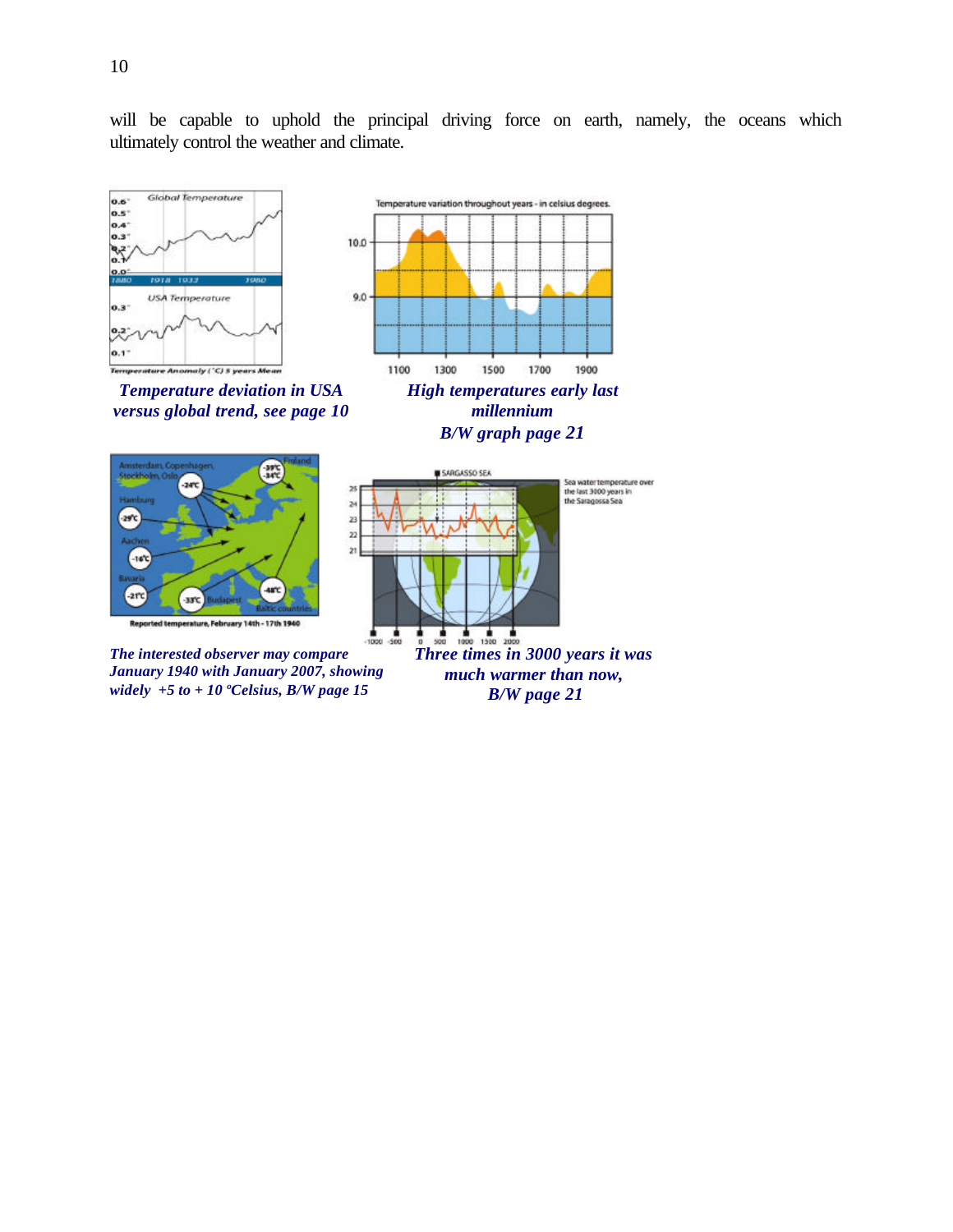will be capable to uphold the principal driving force on earth, namely, the oceans which ultimately control the weather and climate.

Global Temperature

0.6
0.5
0.4
0.3
0.2
0.1
0.0
1880 1918 1933 1980

USA Temperature

0.3
0.2
0.1

Temperature Anomaly (°C) 5 years Mean

***Temperature deviation in USA versus global trend, see page 10***

Temperature variation throughout years - in celsius degrees.

10.0
9.0
1100 1300 1500 1700 1900

***High temperatures early last millennium B/W graph page 21***

Amsterdam, Copenhagen, Stockholm, Oslo
-24°C
Finland
-39°C -34°C
Hamburg
-29°C
Aachen
-16°C
Bavaria
-21°C
-33°C Budapest
-48°C
Baltic countries
Reported temperature, February 14th - 17th 1940

***The interested observer may compare January 1940 with January 2007, showing widely +5 to + 10 ºCelsius, B/W page 15***

SARGASSO SEA
Sea water temperature over the last 3000 years in the Saragossa Sea
25
24
23
22
21
-1000 -500 0 500 1000 1500 2000

***Three times in 3000 years it was much warmer than now, B/W page 21***